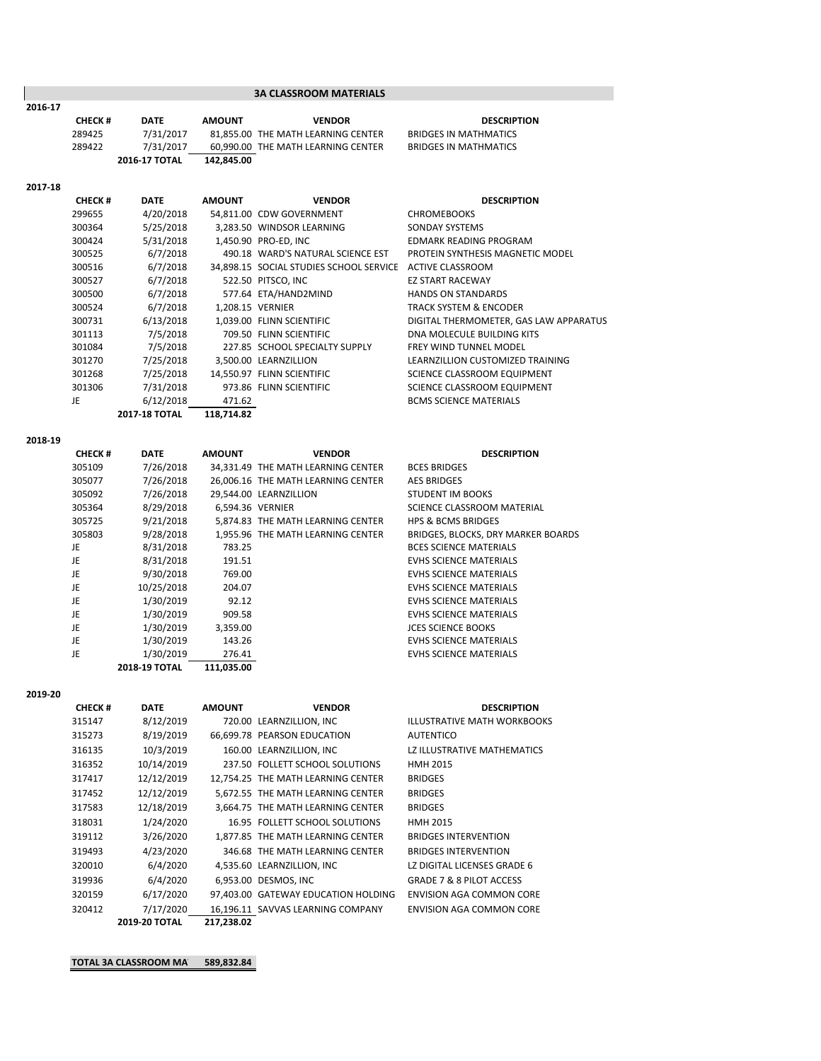# 3A CLASSROOM MATERIALS

## 2016-17

| CHECK # | DATE | AMOUNT | VENDOR | DESCRIPTION |
|---|---|---|---|---|
| 289425 | 7/31/2017 | 81,855.00 | THE MATH LEARNING CENTER | BRIDGES IN MATHMATICS |
| 289422 | 7/31/2017 | 60,990.00 | THE MATH LEARNING CENTER | BRIDGES IN MATHMATICS |
| | **2016-17 TOTAL** | **142,845.00** | | |

## 2017-18

| CHECK # | DATE | AMOUNT | VENDOR | DESCRIPTION |
|---|---|---|---|---|
| 299655 | 4/20/2018 | 54,811.00 | CDW GOVERNMENT | CHROMEBOOKS |
| 300364 | 5/25/2018 | 3,283.50 | WINDSOR LEARNING | SONDAY SYSTEMS |
| 300424 | 5/31/2018 | 1,450.90 | PRO-ED, INC | EDMARK READING PROGRAM |
| 300525 | 6/7/2018 | 490.18 | WARD'S NATURAL SCIENCE EST | PROTEIN SYNTHESIS MAGNETIC MODEL |
| 300516 | 6/7/2018 | 34,898.15 | SOCIAL STUDIES SCHOOL SERVICE | ACTIVE CLASSROOM |
| 300527 | 6/7/2018 | 522.50 | PITSCO, INC | EZ START RACEWAY |
| 300500 | 6/7/2018 | 577.64 | ETA/HAND2MIND | HANDS ON STANDARDS |
| 300524 | 6/7/2018 | 1,208.15 | VERNIER | TRACK SYSTEM & ENCODER |
| 300731 | 6/13/2018 | 1,039.00 | FLINN SCIENTIFIC | DIGITAL THERMOMETER, GAS LAW APPARATUS |
| 301113 | 7/5/2018 | 709.50 | FLINN SCIENTIFIC | DNA MOLECULE BUILDING KITS |
| 301084 | 7/5/2018 | 227.85 | SCHOOL SPECIALTY SUPPLY | FREY WIND TUNNEL MODEL |
| 301270 | 7/25/2018 | 3,500.00 | LEARNZILLION | LEARNZILLION CUSTOMIZED TRAINING |
| 301268 | 7/25/2018 | 14,550.97 | FLINN SCIENTIFIC | SCIENCE CLASSROOM EQUIPMENT |
| 301306 | 7/31/2018 | 973.86 | FLINN SCIENTIFIC | SCIENCE CLASSROOM EQUIPMENT |
| JE | 6/12/2018 | 471.62 | | BCMS SCIENCE MATERIALS |
| | **2017-18 TOTAL** | **118,714.82** | | |

## 2018-19

| CHECK # | DATE | AMOUNT | VENDOR | DESCRIPTION |
|---|---|---|---|---|
| 305109 | 7/26/2018 | 34,331.49 | THE MATH LEARNING CENTER | BCES BRIDGES |
| 305077 | 7/26/2018 | 26,006.16 | THE MATH LEARNING CENTER | AES BRIDGES |
| 305092 | 7/26/2018 | 29,544.00 | LEARNZILLION | STUDENT IM BOOKS |
| 305364 | 8/29/2018 | 6,594.36 | VERNIER | SCIENCE CLASSROOM MATERIAL |
| 305725 | 9/21/2018 | 5,874.83 | THE MATH LEARNING CENTER | HPS & BCMS BRIDGES |
| 305803 | 9/28/2018 | 1,955.96 | THE MATH LEARNING CENTER | BRIDGES, BLOCKS, DRY MARKER BOARDS |
| JE | 8/31/2018 | 783.25 | | BCES SCIENCE MATERIALS |
| JE | 8/31/2018 | 191.51 | | EVHS SCIENCE MATERIALS |
| JE | 9/30/2018 | 769.00 | | EVHS SCIENCE MATERIALS |
| JE | 10/25/2018 | 204.07 | | EVHS SCIENCE MATERIALS |
| JE | 1/30/2019 | 92.12 | | EVHS SCIENCE MATERIALS |
| JE | 1/30/2019 | 909.58 | | EVHS SCIENCE MATERIALS |
| JE | 1/30/2019 | 3,359.00 | | JCES SCIENCE BOOKS |
| JE | 1/30/2019 | 143.26 | | EVHS SCIENCE MATERIALS |
| JE | 1/30/2019 | 276.41 | | EVHS SCIENCE MATERIALS |
| | **2018-19 TOTAL** | **111,035.00** | | |

## 2019-20

| CHECK # | DATE | AMOUNT | VENDOR | DESCRIPTION |
|---|---|---|---|---|
| 315147 | 8/12/2019 | 720.00 | LEARNZILLION, INC | ILLUSTRATIVE MATH WORKBOOKS |
| 315273 | 8/19/2019 | 66,699.78 | PEARSON EDUCATION | AUTENTICO |
| 316135 | 10/3/2019 | 160.00 | LEARNZILLION, INC | LZ ILLUSTRATIVE MATHEMATICS |
| 316352 | 10/14/2019 | 237.50 | FOLLETT SCHOOL SOLUTIONS | HMH 2015 |
| 317417 | 12/12/2019 | 12,754.25 | THE MATH LEARNING CENTER | BRIDGES |
| 317452 | 12/12/2019 | 5,672.55 | THE MATH LEARNING CENTER | BRIDGES |
| 317583 | 12/18/2019 | 3,664.75 | THE MATH LEARNING CENTER | BRIDGES |
| 318031 | 1/24/2020 | 16.95 | FOLLETT SCHOOL SOLUTIONS | HMH 2015 |
| 319112 | 3/26/2020 | 1,877.85 | THE MATH LEARNING CENTER | BRIDGES INTERVENTION |
| 319493 | 4/23/2020 | 346.68 | THE MATH LEARNING CENTER | BRIDGES INTERVENTION |
| 320010 | 6/4/2020 | 4,535.60 | LEARNZILLION, INC | LZ DIGITAL LICENSES GRADE 6 |
| 319936 | 6/4/2020 | 6,953.00 | DESMOS, INC | GRADE 7 & 8 PILOT ACCESS |
| 320159 | 6/17/2020 | 97,403.00 | GATEWAY EDUCATION HOLDING | ENVISION AGA COMMON CORE |
| 320412 | 7/17/2020 | 16,196.11 | SAVVAS LEARNING COMPANY | ENVISION AGA COMMON CORE |
| | **2019-20 TOTAL** | **217,238.02** | | |

| **TOTAL 3A CLASSROOM MA** | **589,832.84** |
|---|---|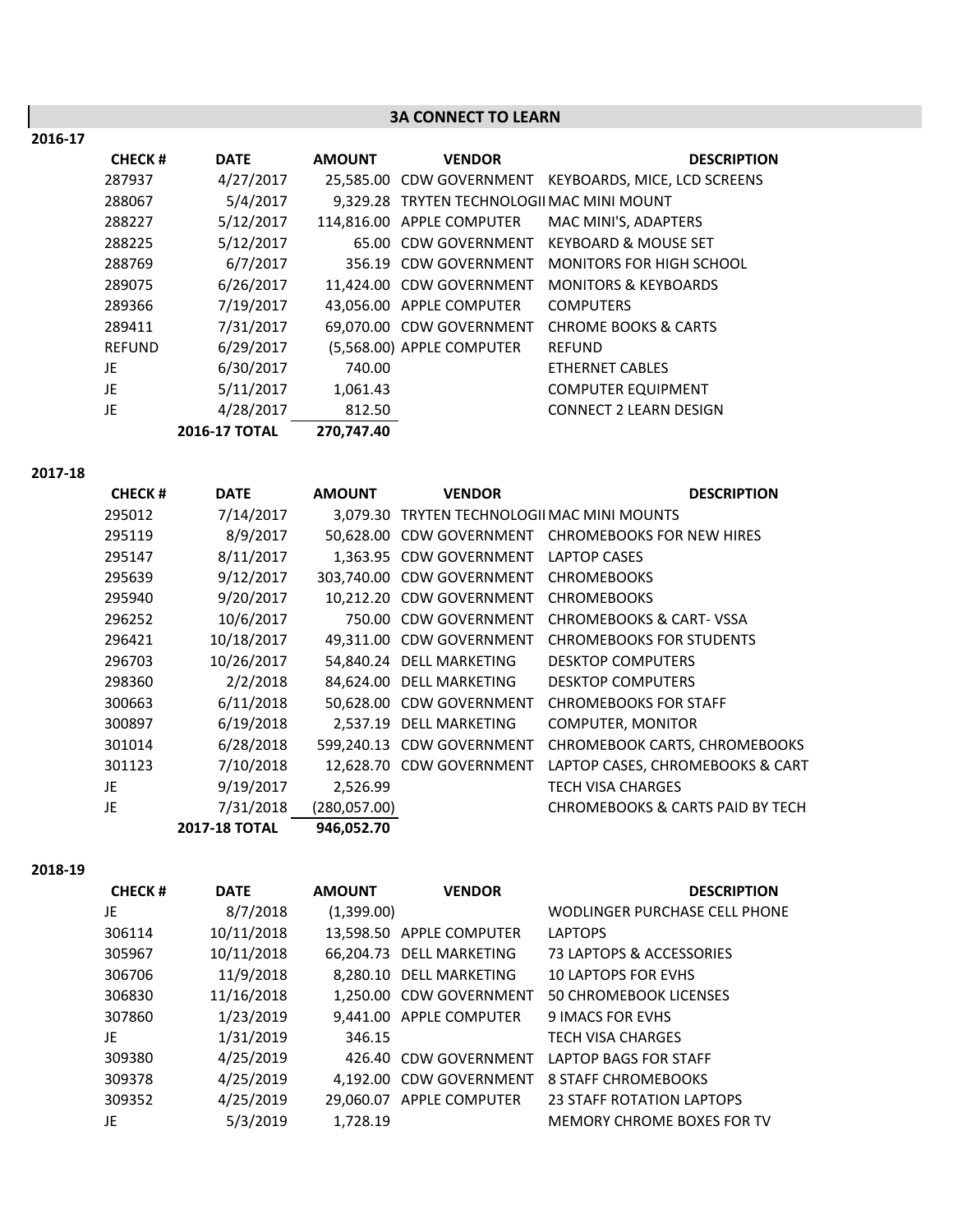## 3A CONNECT TO LEARN

**2016-17**

| CHECK # | DATE | AMOUNT | VENDOR | DESCRIPTION |
|---|---|---|---|---|
| 287937 | 4/27/2017 | 25,585.00 | CDW GOVERNMENT | KEYBOARDS, MICE, LCD SCREENS |
| 288067 | 5/4/2017 | 9,329.28 | TRYTEN TECHNOLOGII | MAC MINI MOUNT |
| 288227 | 5/12/2017 | 114,816.00 | APPLE COMPUTER | MAC MINI'S, ADAPTERS |
| 288225 | 5/12/2017 | 65.00 | CDW GOVERNMENT | KEYBOARD & MOUSE SET |
| 288769 | 6/7/2017 | 356.19 | CDW GOVERNMENT | MONITORS FOR HIGH SCHOOL |
| 289075 | 6/26/2017 | 11,424.00 | CDW GOVERNMENT | MONITORS & KEYBOARDS |
| 289366 | 7/19/2017 | 43,056.00 | APPLE COMPUTER | COMPUTERS |
| 289411 | 7/31/2017 | 69,070.00 | CDW GOVERNMENT | CHROME BOOKS & CARTS |
| REFUND | 6/29/2017 | (5,568.00) | APPLE COMPUTER | REFUND |
| JE | 6/30/2017 | 740.00 | | ETHERNET CABLES |
| JE | 5/11/2017 | 1,061.43 | | COMPUTER EQUIPMENT |
| JE | 4/28/2017 | 812.50 | | CONNECT 2 LEARN DESIGN |
| | **2016-17 TOTAL** | **270,747.40** | | |

**2017-18**

| CHECK # | DATE | AMOUNT | VENDOR | DESCRIPTION |
|---|---|---|---|---|
| 295012 | 7/14/2017 | 3,079.30 | TRYTEN TECHNOLOGII | MAC MINI MOUNTS |
| 295119 | 8/9/2017 | 50,628.00 | CDW GOVERNMENT | CHROMEBOOKS FOR NEW HIRES |
| 295147 | 8/11/2017 | 1,363.95 | CDW GOVERNMENT | LAPTOP CASES |
| 295639 | 9/12/2017 | 303,740.00 | CDW GOVERNMENT | CHROMEBOOKS |
| 295940 | 9/20/2017 | 10,212.20 | CDW GOVERNMENT | CHROMEBOOKS |
| 296252 | 10/6/2017 | 750.00 | CDW GOVERNMENT | CHROMEBOOKS & CART- VSSA |
| 296421 | 10/18/2017 | 49,311.00 | CDW GOVERNMENT | CHROMEBOOKS FOR STUDENTS |
| 296703 | 10/26/2017 | 54,840.24 | DELL MARKETING | DESKTOP COMPUTERS |
| 298360 | 2/2/2018 | 84,624.00 | DELL MARKETING | DESKTOP COMPUTERS |
| 300663 | 6/11/2018 | 50,628.00 | CDW GOVERNMENT | CHROMEBOOKS FOR STAFF |
| 300897 | 6/19/2018 | 2,537.19 | DELL MARKETING | COMPUTER, MONITOR |
| 301014 | 6/28/2018 | 599,240.13 | CDW GOVERNMENT | CHROMEBOOK CARTS, CHROMEBOOKS |
| 301123 | 7/10/2018 | 12,628.70 | CDW GOVERNMENT | LAPTOP CASES, CHROMEBOOKS & CART |
| JE | 9/19/2017 | 2,526.99 | | TECH VISA CHARGES |
| JE | 7/31/2018 | (280,057.00) | | CHROMEBOOKS & CARTS PAID BY TECH |
| | **2017-18 TOTAL** | **946,052.70** | | |

**2018-19**

| CHECK # | DATE | AMOUNT | VENDOR | DESCRIPTION |
|---|---|---|---|---|
| JE | 8/7/2018 | (1,399.00) | | WODLINGER PURCHASE CELL PHONE |
| 306114 | 10/11/2018 | 13,598.50 | APPLE COMPUTER | LAPTOPS |
| 305967 | 10/11/2018 | 66,204.73 | DELL MARKETING | 73 LAPTOPS & ACCESSORIES |
| 306706 | 11/9/2018 | 8,280.10 | DELL MARKETING | 10 LAPTOPS FOR EVHS |
| 306830 | 11/16/2018 | 1,250.00 | CDW GOVERNMENT | 50 CHROMEBOOK LICENSES |
| 307860 | 1/23/2019 | 9,441.00 | APPLE COMPUTER | 9 IMACS FOR EVHS |
| JE | 1/31/2019 | 346.15 | | TECH VISA CHARGES |
| 309380 | 4/25/2019 | 426.40 | CDW GOVERNMENT | LAPTOP BAGS FOR STAFF |
| 309378 | 4/25/2019 | 4,192.00 | CDW GOVERNMENT | 8 STAFF CHROMEBOOKS |
| 309352 | 4/25/2019 | 29,060.07 | APPLE COMPUTER | 23 STAFF ROTATION LAPTOPS |
| JE | 5/3/2019 | 1,728.19 | | MEMORY CHROME BOXES FOR TV |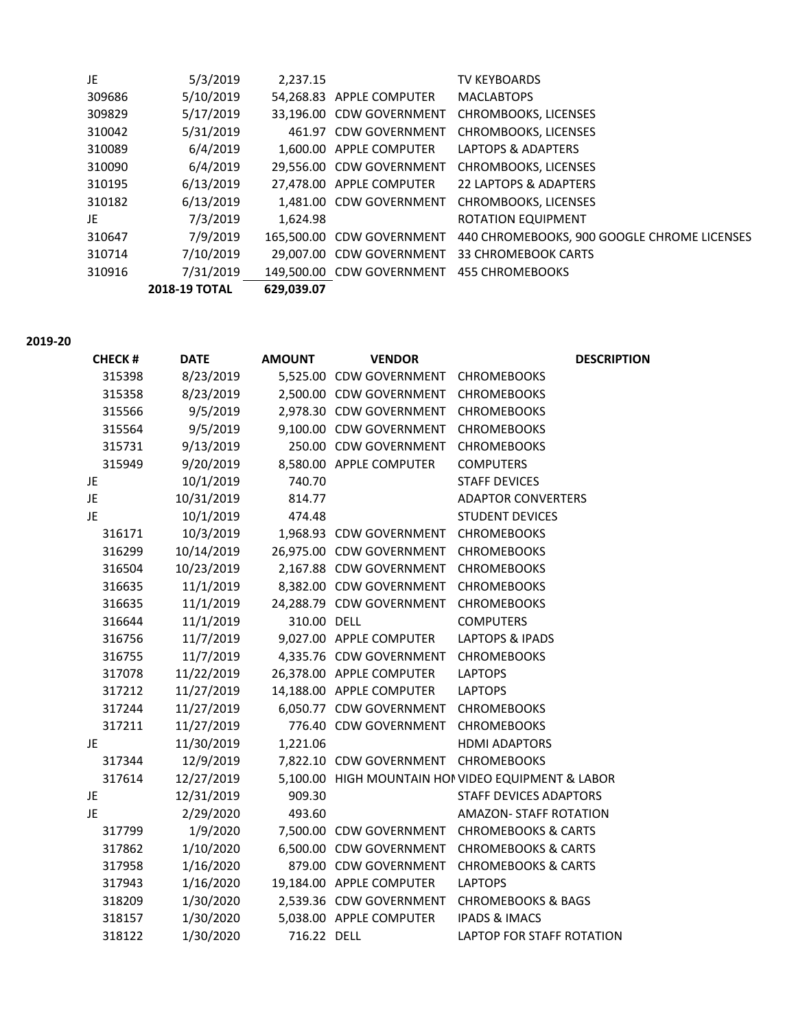| | | | | |
|---|---|---|---|---|
| JE | 5/3/2019 | 2,237.15 | | TV KEYBOARDS |
| 309686 | 5/10/2019 | 54,268.83 | APPLE COMPUTER | MACLABTOPS |
| 309829 | 5/17/2019 | 33,196.00 | CDW GOVERNMENT | CHROMBOOKS, LICENSES |
| 310042 | 5/31/2019 | 461.97 | CDW GOVERNMENT | CHROMBOOKS, LICENSES |
| 310089 | 6/4/2019 | 1,600.00 | APPLE COMPUTER | LAPTOPS & ADAPTERS |
| 310090 | 6/4/2019 | 29,556.00 | CDW GOVERNMENT | CHROMBOOKS, LICENSES |
| 310195 | 6/13/2019 | 27,478.00 | APPLE COMPUTER | 22 LAPTOPS & ADAPTERS |
| 310182 | 6/13/2019 | 1,481.00 | CDW GOVERNMENT | CHROMBOOKS, LICENSES |
| JE | 7/3/2019 | 1,624.98 | | ROTATION EQUIPMENT |
| 310647 | 7/9/2019 | 165,500.00 | CDW GOVERNMENT | 440 CHROMEBOOKS, 900 GOOGLE CHROME LICENSES |
| 310714 | 7/10/2019 | 29,007.00 | CDW GOVERNMENT | 33 CHROMEBOOK CARTS |
| 310916 | 7/31/2019 | 149,500.00 | CDW GOVERNMENT | 455 CHROMEBOOKS |
| | **2018-19 TOTAL** | **629,039.07** | | |

**2019-20**

| CHECK # | DATE | AMOUNT | VENDOR | DESCRIPTION |
|---|---|---|---|---|
| 315398 | 8/23/2019 | 5,525.00 | CDW GOVERNMENT | CHROMEBOOKS |
| 315358 | 8/23/2019 | 2,500.00 | CDW GOVERNMENT | CHROMEBOOKS |
| 315566 | 9/5/2019 | 2,978.30 | CDW GOVERNMENT | CHROMEBOOKS |
| 315564 | 9/5/2019 | 9,100.00 | CDW GOVERNMENT | CHROMEBOOKS |
| 315731 | 9/13/2019 | 250.00 | CDW GOVERNMENT | CHROMEBOOKS |
| 315949 | 9/20/2019 | 8,580.00 | APPLE COMPUTER | COMPUTERS |
| JE | 10/1/2019 | 740.70 | | STAFF DEVICES |
| JE | 10/31/2019 | 814.77 | | ADAPTOR CONVERTERS |
| JE | 10/1/2019 | 474.48 | | STUDENT DEVICES |
| 316171 | 10/3/2019 | 1,968.93 | CDW GOVERNMENT | CHROMEBOOKS |
| 316299 | 10/14/2019 | 26,975.00 | CDW GOVERNMENT | CHROMEBOOKS |
| 316504 | 10/23/2019 | 2,167.88 | CDW GOVERNMENT | CHROMEBOOKS |
| 316635 | 11/1/2019 | 8,382.00 | CDW GOVERNMENT | CHROMEBOOKS |
| 316635 | 11/1/2019 | 24,288.79 | CDW GOVERNMENT | CHROMEBOOKS |
| 316644 | 11/1/2019 | 310.00 | DELL | COMPUTERS |
| 316756 | 11/7/2019 | 9,027.00 | APPLE COMPUTER | LAPTOPS & IPADS |
| 316755 | 11/7/2019 | 4,335.76 | CDW GOVERNMENT | CHROMEBOOKS |
| 317078 | 11/22/2019 | 26,378.00 | APPLE COMPUTER | LAPTOPS |
| 317212 | 11/27/2019 | 14,188.00 | APPLE COMPUTER | LAPTOPS |
| 317244 | 11/27/2019 | 6,050.77 | CDW GOVERNMENT | CHROMEBOOKS |
| 317211 | 11/27/2019 | 776.40 | CDW GOVERNMENT | CHROMEBOOKS |
| JE | 11/30/2019 | 1,221.06 | | HDMI ADAPTORS |
| 317344 | 12/9/2019 | 7,822.10 | CDW GOVERNMENT | CHROMEBOOKS |
| 317614 | 12/27/2019 | 5,100.00 | HIGH MOUNTAIN HON | VIDEO EQUIPMENT & LABOR |
| JE | 12/31/2019 | 909.30 | | STAFF DEVICES ADAPTORS |
| JE | 2/29/2020 | 493.60 | | AMAZON- STAFF ROTATION |
| 317799 | 1/9/2020 | 7,500.00 | CDW GOVERNMENT | CHROMEBOOKS & CARTS |
| 317862 | 1/10/2020 | 6,500.00 | CDW GOVERNMENT | CHROMEBOOKS & CARTS |
| 317958 | 1/16/2020 | 879.00 | CDW GOVERNMENT | CHROMEBOOKS & CARTS |
| 317943 | 1/16/2020 | 19,184.00 | APPLE COMPUTER | LAPTOPS |
| 318209 | 1/30/2020 | 2,539.36 | CDW GOVERNMENT | CHROMEBOOKS & BAGS |
| 318157 | 1/30/2020 | 5,038.00 | APPLE COMPUTER | IPADS & IMACS |
| 318122 | 1/30/2020 | 716.22 | DELL | LAPTOP FOR STAFF ROTATION |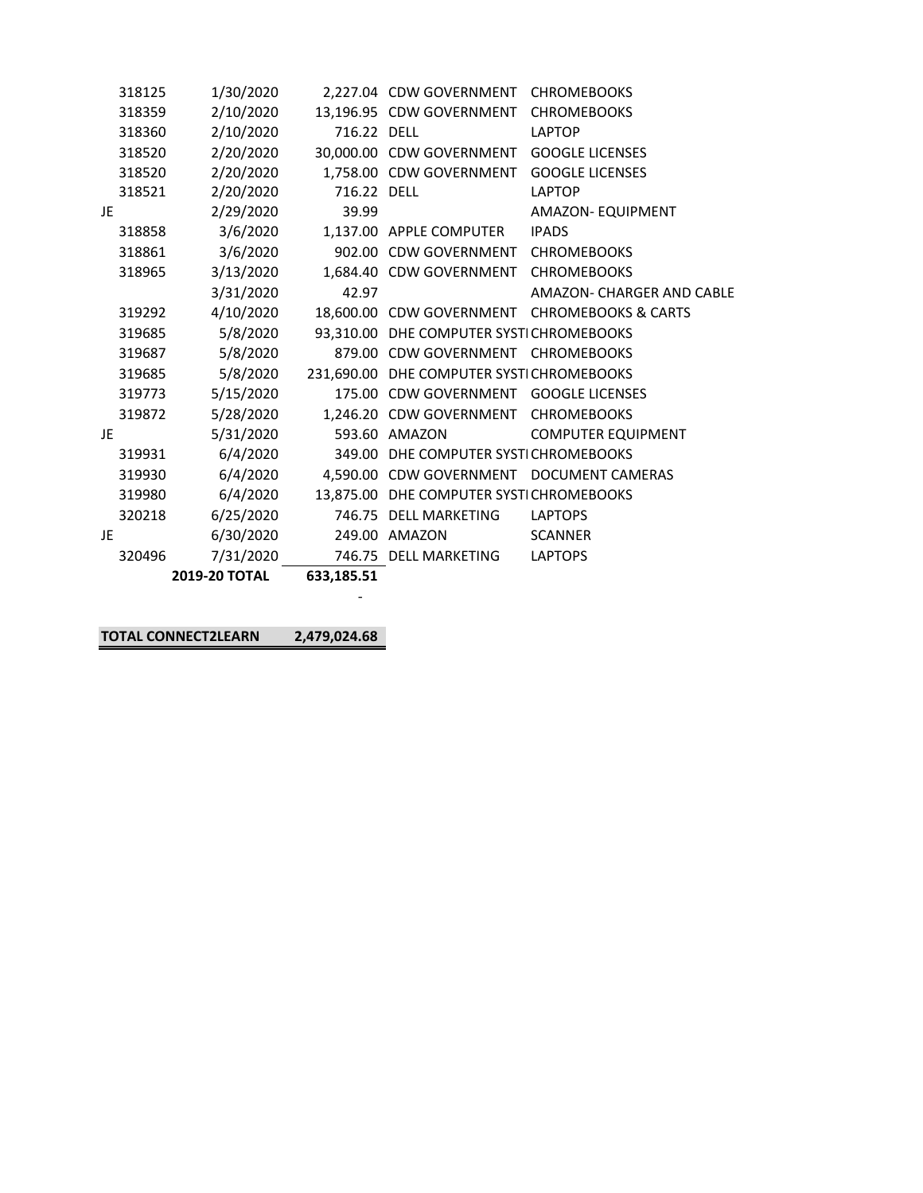| | | | | |
|---|---|---|---|---|
| 318125 | 1/30/2020 | 2,227.04 | CDW GOVERNMENT | CHROMEBOOKS |
| 318359 | 2/10/2020 | 13,196.95 | CDW GOVERNMENT | CHROMEBOOKS |
| 318360 | 2/10/2020 | 716.22 | DELL | LAPTOP |
| 318520 | 2/20/2020 | 30,000.00 | CDW GOVERNMENT | GOOGLE LICENSES |
| 318520 | 2/20/2020 | 1,758.00 | CDW GOVERNMENT | GOOGLE LICENSES |
| 318521 | 2/20/2020 | 716.22 | DELL | LAPTOP |
| JE | 2/29/2020 | 39.99 | | AMAZON- EQUIPMENT |
| 318858 | 3/6/2020 | 1,137.00 | APPLE COMPUTER | IPADS |
| 318861 | 3/6/2020 | 902.00 | CDW GOVERNMENT | CHROMEBOOKS |
| 318965 | 3/13/2020 | 1,684.40 | CDW GOVERNMENT | CHROMEBOOKS |
| | 3/31/2020 | 42.97 | | AMAZON- CHARGER AND CABLE |
| 319292 | 4/10/2020 | 18,600.00 | CDW GOVERNMENT | CHROMEBOOKS & CARTS |
| 319685 | 5/8/2020 | 93,310.00 | DHE COMPUTER SYSTI | CHROMEBOOKS |
| 319687 | 5/8/2020 | 879.00 | CDW GOVERNMENT | CHROMEBOOKS |
| 319685 | 5/8/2020 | 231,690.00 | DHE COMPUTER SYSTI | CHROMEBOOKS |
| 319773 | 5/15/2020 | 175.00 | CDW GOVERNMENT | GOOGLE LICENSES |
| 319872 | 5/28/2020 | 1,246.20 | CDW GOVERNMENT | CHROMEBOOKS |
| JE | 5/31/2020 | 593.60 | AMAZON | COMPUTER EQUIPMENT |
| 319931 | 6/4/2020 | 349.00 | DHE COMPUTER SYSTI | CHROMEBOOKS |
| 319930 | 6/4/2020 | 4,590.00 | CDW GOVERNMENT | DOCUMENT CAMERAS |
| 319980 | 6/4/2020 | 13,875.00 | DHE COMPUTER SYSTI | CHROMEBOOKS |
| 320218 | 6/25/2020 | 746.75 | DELL MARKETING | LAPTOPS |
| JE | 6/30/2020 | 249.00 | AMAZON | SCANNER |
| 320496 | 7/31/2020 | 746.75 | DELL MARKETING | LAPTOPS |
| | **2019-20 TOTAL** | **633,185.51** | | |
| | | - | | |

| | |
|---|---|
| **TOTAL CONNECT2LEARN** | **2,479,024.68** |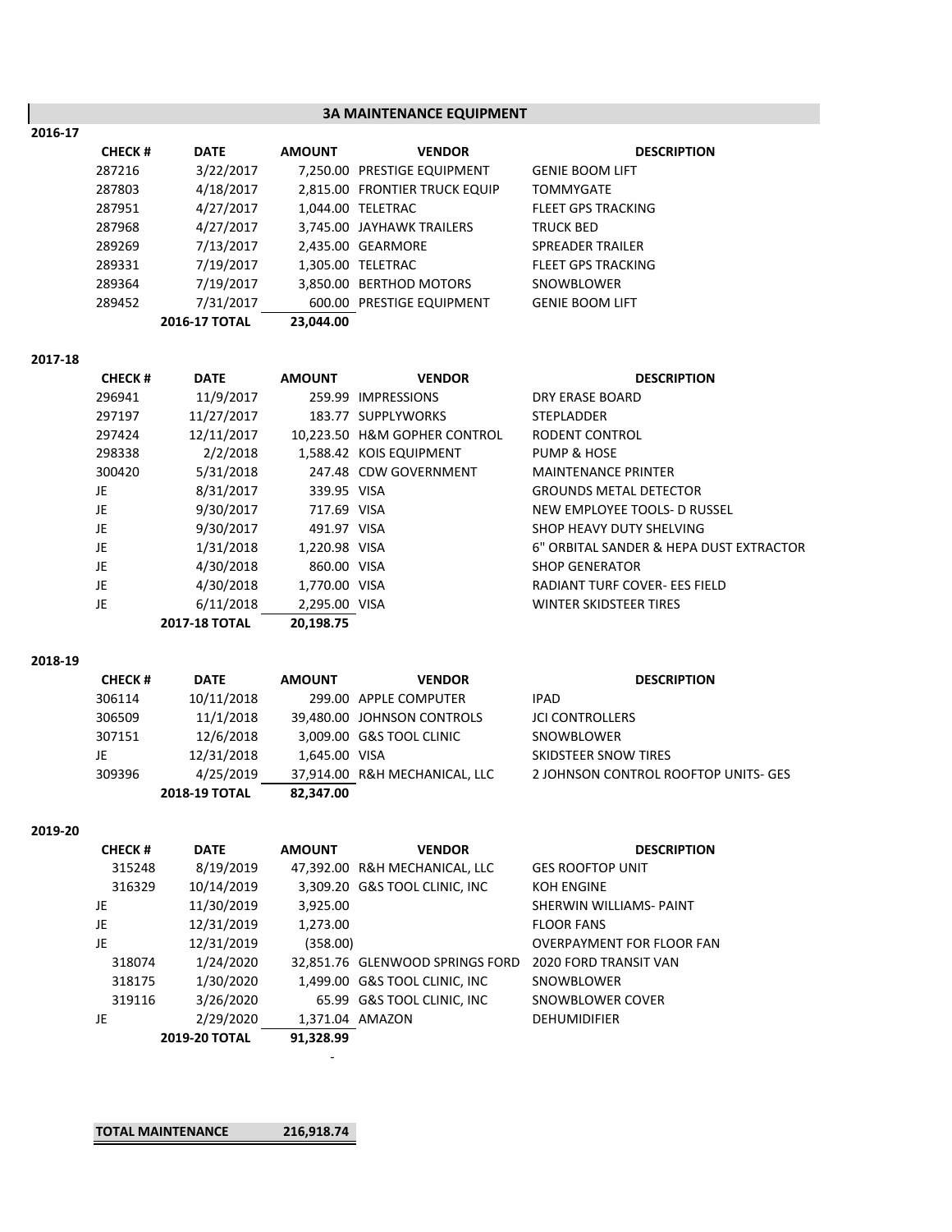# 3A MAINTENANCE EQUIPMENT

## 2016-17

| CHECK # | DATE | AMOUNT | VENDOR | DESCRIPTION |
|---|---|---|---|---|
| 287216 | 3/22/2017 | 7,250.00 | PRESTIGE EQUIPMENT | GENIE BOOM LIFT |
| 287803 | 4/18/2017 | 2,815.00 | FRONTIER TRUCK EQUIP | TOMMYGATE |
| 287951 | 4/27/2017 | 1,044.00 | TELETRAC | FLEET GPS TRACKING |
| 287968 | 4/27/2017 | 3,745.00 | JAYHAWK TRAILERS | TRUCK BED |
| 289269 | 7/13/2017 | 2,435.00 | GEARMORE | SPREADER TRAILER |
| 289331 | 7/19/2017 | 1,305.00 | TELETRAC | FLEET GPS TRACKING |
| 289364 | 7/19/2017 | 3,850.00 | BERTHOD MOTORS | SNOWBLOWER |
| 289452 | 7/31/2017 | 600.00 | PRESTIGE EQUIPMENT | GENIE BOOM LIFT |
| | **2016-17 TOTAL** | **23,044.00** | | |

## 2017-18

| CHECK # | DATE | AMOUNT | VENDOR | DESCRIPTION |
|---|---|---|---|---|
| 296941 | 11/9/2017 | 259.99 | IMPRESSIONS | DRY ERASE BOARD |
| 297197 | 11/27/2017 | 183.77 | SUPPLYWORKS | STEPLADDER |
| 297424 | 12/11/2017 | 10,223.50 | H&M GOPHER CONTROL | RODENT CONTROL |
| 298338 | 2/2/2018 | 1,588.42 | KOIS EQUIPMENT | PUMP & HOSE |
| 300420 | 5/31/2018 | 247.48 | CDW GOVERNMENT | MAINTENANCE PRINTER |
| JE | 8/31/2017 | 339.95 | VISA | GROUNDS METAL DETECTOR |
| JE | 9/30/2017 | 717.69 | VISA | NEW EMPLOYEE TOOLS- D RUSSEL |
| JE | 9/30/2017 | 491.97 | VISA | SHOP HEAVY DUTY SHELVING |
| JE | 1/31/2018 | 1,220.98 | VISA | 6" ORBITAL SANDER & HEPA DUST EXTRACTOR |
| JE | 4/30/2018 | 860.00 | VISA | SHOP GENERATOR |
| JE | 4/30/2018 | 1,770.00 | VISA | RADIANT TURF COVER- EES FIELD |
| JE | 6/11/2018 | 2,295.00 | VISA | WINTER SKIDSTEER TIRES |
| | **2017-18 TOTAL** | **20,198.75** | | |

## 2018-19

| CHECK # | DATE | AMOUNT | VENDOR | DESCRIPTION |
|---|---|---|---|---|
| 306114 | 10/11/2018 | 299.00 | APPLE COMPUTER | IPAD |
| 306509 | 11/1/2018 | 39,480.00 | JOHNSON CONTROLS | JCI CONTROLLERS |
| 307151 | 12/6/2018 | 3,009.00 | G&S TOOL CLINIC | SNOWBLOWER |
| JE | 12/31/2018 | 1,645.00 | VISA | SKIDSTEER SNOW TIRES |
| 309396 | 4/25/2019 | 37,914.00 | R&H MECHANICAL, LLC | 2 JOHNSON CONTROL ROOFTOP UNITS- GES |
| | **2018-19 TOTAL** | **82,347.00** | | |

## 2019-20

| CHECK # | DATE | AMOUNT | VENDOR | DESCRIPTION |
|---|---|---|---|---|
| 315248 | 8/19/2019 | 47,392.00 | R&H MECHANICAL, LLC | GES ROOFTOP UNIT |
| 316329 | 10/14/2019 | 3,309.20 | G&S TOOL CLINIC, INC | KOH ENGINE |
| JE | 11/30/2019 | 3,925.00 | | SHERWIN WILLIAMS- PAINT |
| JE | 12/31/2019 | 1,273.00 | | FLOOR FANS |
| JE | 12/31/2019 | (358.00) | | OVERPAYMENT FOR FLOOR FAN |
| 318074 | 1/24/2020 | 32,851.76 | GLENWOOD SPRINGS FORD | 2020 FORD TRANSIT VAN |
| 318175 | 1/30/2020 | 1,499.00 | G&S TOOL CLINIC, INC | SNOWBLOWER |
| 319116 | 3/26/2020 | 65.99 | G&S TOOL CLINIC, INC | SNOWBLOWER COVER |
| JE | 2/29/2020 | 1,371.04 | AMAZON | DEHUMIDIFIER |
| | **2019-20 TOTAL** | **91,328.99** | | |
| | | - | | |

| **TOTAL MAINTENANCE** | **216,918.74** |
|---|---|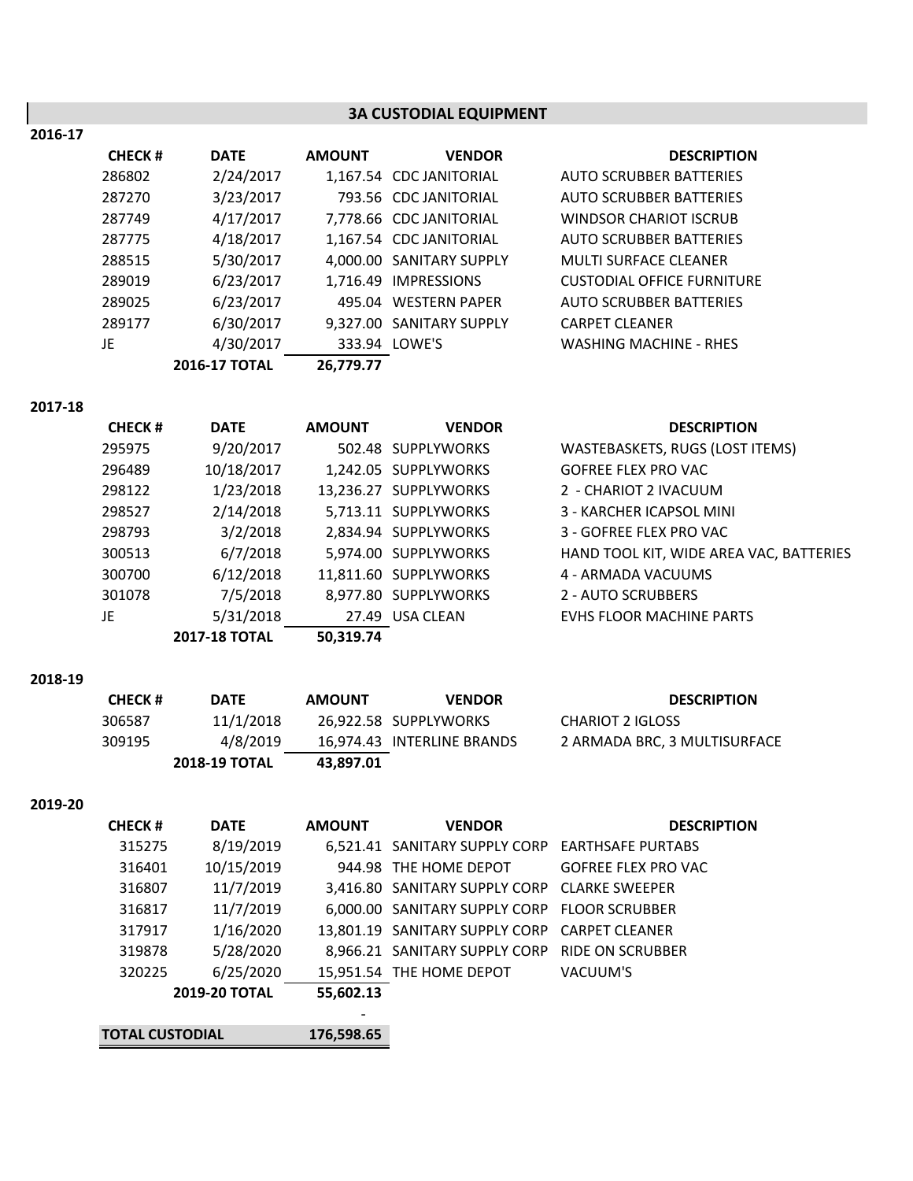# 3A CUSTODIAL EQUIPMENT

## 2016-17

| CHECK # | DATE | AMOUNT | VENDOR | DESCRIPTION |
|---|---|---|---|---|
| 286802 | 2/24/2017 | 1,167.54 | CDC JANITORIAL | AUTO SCRUBBER BATTERIES |
| 287270 | 3/23/2017 | 793.56 | CDC JANITORIAL | AUTO SCRUBBER BATTERIES |
| 287749 | 4/17/2017 | 7,778.66 | CDC JANITORIAL | WINDSOR CHARIOT ISCRUB |
| 287775 | 4/18/2017 | 1,167.54 | CDC JANITORIAL | AUTO SCRUBBER BATTERIES |
| 288515 | 5/30/2017 | 4,000.00 | SANITARY SUPPLY | MULTI SURFACE CLEANER |
| 289019 | 6/23/2017 | 1,716.49 | IMPRESSIONS | CUSTODIAL OFFICE FURNITURE |
| 289025 | 6/23/2017 | 495.04 | WESTERN PAPER | AUTO SCRUBBER BATTERIES |
| 289177 | 6/30/2017 | 9,327.00 | SANITARY SUPPLY | CARPET CLEANER |
| JE | 4/30/2017 | 333.94 | LOWE'S | WASHING MACHINE - RHES |
| | **2016-17 TOTAL** | **26,779.77** | | |

## 2017-18

| CHECK # | DATE | AMOUNT | VENDOR | DESCRIPTION |
|---|---|---|---|---|
| 295975 | 9/20/2017 | 502.48 | SUPPLYWORKS | WASTEBASKETS, RUGS (LOST ITEMS) |
| 296489 | 10/18/2017 | 1,242.05 | SUPPLYWORKS | GOFREE FLEX PRO VAC |
| 298122 | 1/23/2018 | 13,236.27 | SUPPLYWORKS | 2 - CHARIOT 2 IVACUUM |
| 298527 | 2/14/2018 | 5,713.11 | SUPPLYWORKS | 3 - KARCHER ICAPSOL MINI |
| 298793 | 3/2/2018 | 2,834.94 | SUPPLYWORKS | 3 - GOFREE FLEX PRO VAC |
| 300513 | 6/7/2018 | 5,974.00 | SUPPLYWORKS | HAND TOOL KIT, WIDE AREA VAC, BATTERIES |
| 300700 | 6/12/2018 | 11,811.60 | SUPPLYWORKS | 4 - ARMADA VACUUMS |
| 301078 | 7/5/2018 | 8,977.80 | SUPPLYWORKS | 2 - AUTO SCRUBBERS |
| JE | 5/31/2018 | 27.49 | USA CLEAN | EVHS FLOOR MACHINE PARTS |
| | **2017-18 TOTAL** | **50,319.74** | | |

## 2018-19

| CHECK # | DATE | AMOUNT | VENDOR | DESCRIPTION |
|---|---|---|---|---|
| 306587 | 11/1/2018 | 26,922.58 | SUPPLYWORKS | CHARIOT 2 IGLOSS |
| 309195 | 4/8/2019 | 16,974.43 | INTERLINE BRANDS | 2 ARMADA BRC, 3 MULTISURFACE |
| | **2018-19 TOTAL** | **43,897.01** | | |

## 2019-20

| CHECK # | DATE | AMOUNT | VENDOR | DESCRIPTION |
|---|---|---|---|---|
| 315275 | 8/19/2019 | 6,521.41 | SANITARY SUPPLY CORP | EARTHSAFE PURTABS |
| 316401 | 10/15/2019 | 944.98 | THE HOME DEPOT | GOFREE FLEX PRO VAC |
| 316807 | 11/7/2019 | 3,416.80 | SANITARY SUPPLY CORP | CLARKE SWEEPER |
| 316817 | 11/7/2019 | 6,000.00 | SANITARY SUPPLY CORP | FLOOR SCRUBBER |
| 317917 | 1/16/2020 | 13,801.19 | SANITARY SUPPLY CORP | CARPET CLEANER |
| 319878 | 5/28/2020 | 8,966.21 | SANITARY SUPPLY CORP | RIDE ON SCRUBBER |
| 320225 | 6/25/2020 | 15,951.54 | THE HOME DEPOT | VACUUM'S |
| | **2019-20 TOTAL** | **55,602.13** | | |
| | | - | | |
| **TOTAL CUSTODIAL** | | **176,598.65** | | |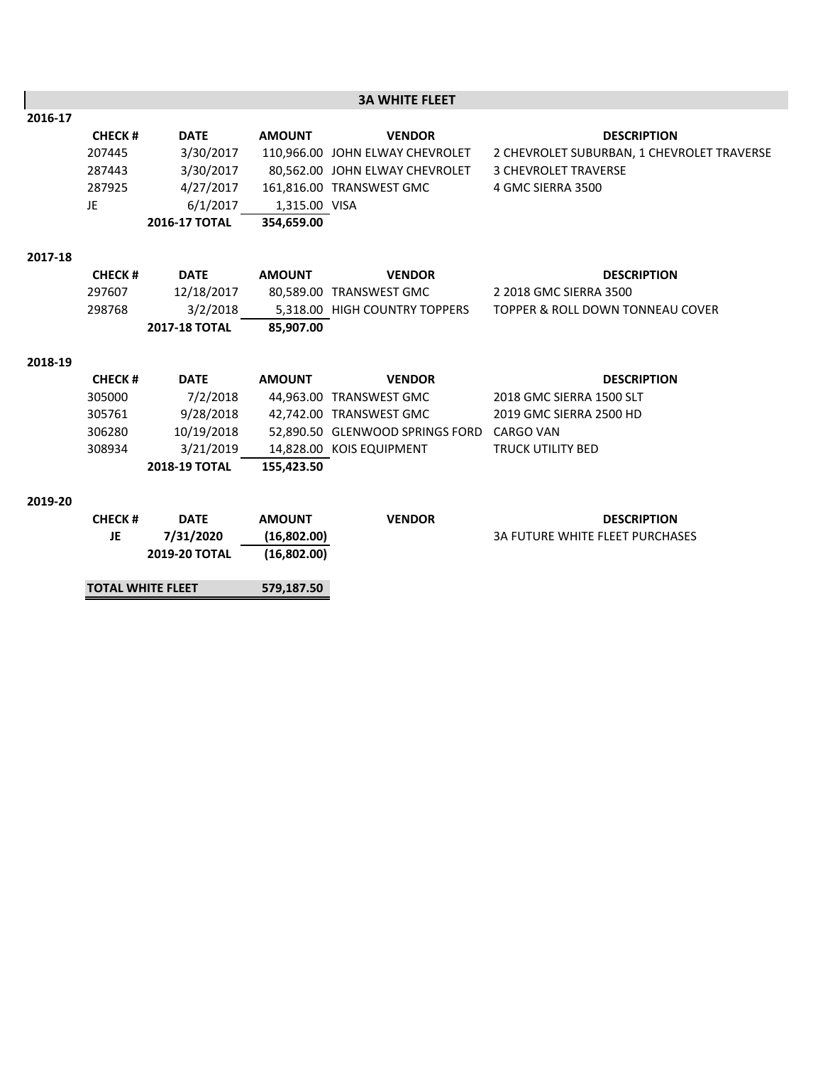# 3A WHITE FLEET

**2016-17**

| CHECK # | DATE | AMOUNT | VENDOR | DESCRIPTION |
|---|---|---|---|---|
| 207445 | 3/30/2017 | 110,966.00 | JOHN ELWAY CHEVROLET | 2 CHEVROLET SUBURBAN, 1 CHEVROLET TRAVERSE |
| 287443 | 3/30/2017 | 80,562.00 | JOHN ELWAY CHEVROLET | 3 CHEVROLET TRAVERSE |
| 287925 | 4/27/2017 | 161,816.00 | TRANSWEST GMC | 4 GMC SIERRA 3500 |
| JE | 6/1/2017 | 1,315.00 | VISA | |
| | **2016-17 TOTAL** | **354,659.00** | | |

**2017-18**

| CHECK # | DATE | AMOUNT | VENDOR | DESCRIPTION |
|---|---|---|---|---|
| 297607 | 12/18/2017 | 80,589.00 | TRANSWEST GMC | 2 2018 GMC SIERRA 3500 |
| 298768 | 3/2/2018 | 5,318.00 | HIGH COUNTRY TOPPERS | TOPPER & ROLL DOWN TONNEAU COVER |
| | **2017-18 TOTAL** | **85,907.00** | | |

**2018-19**

| CHECK # | DATE | AMOUNT | VENDOR | DESCRIPTION |
|---|---|---|---|---|
| 305000 | 7/2/2018 | 44,963.00 | TRANSWEST GMC | 2018 GMC SIERRA 1500 SLT |
| 305761 | 9/28/2018 | 42,742.00 | TRANSWEST GMC | 2019 GMC SIERRA 2500 HD |
| 306280 | 10/19/2018 | 52,890.50 | GLENWOOD SPRINGS FORD | CARGO VAN |
| 308934 | 3/21/2019 | 14,828.00 | KOIS EQUIPMENT | TRUCK UTILITY BED |
| | **2018-19 TOTAL** | **155,423.50** | | |

**2019-20**

| CHECK # | DATE | AMOUNT | VENDOR | DESCRIPTION |
|---|---|---|---|---|
| **JE** | **7/31/2020** | **(16,802.00)** | | 3A FUTURE WHITE FLEET PURCHASES |
| | **2019-20 TOTAL** | **(16,802.00)** | | |

| **TOTAL WHITE FLEET** | | **579,187.50** |
|---|---|---|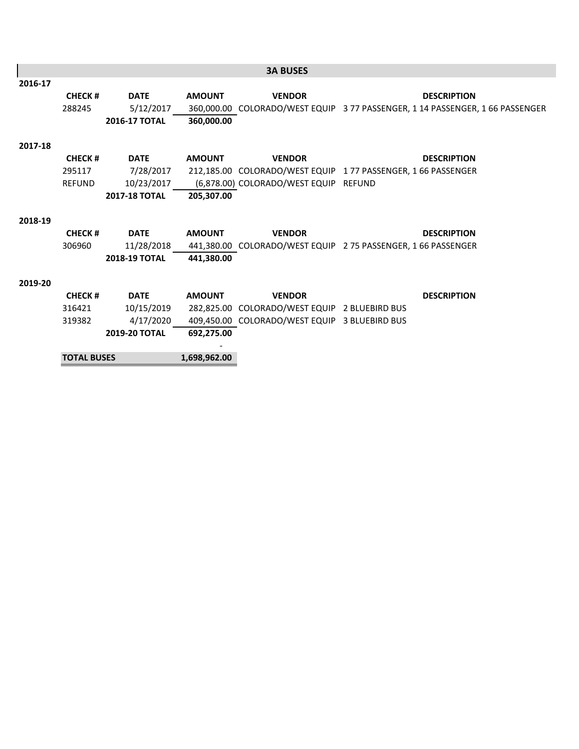# 3A BUSES

## 2016-17

| CHECK # | DATE | AMOUNT | VENDOR | DESCRIPTION |
|---|---|---|---|---|
| 288245 | 5/12/2017 | 360,000.00 | COLORADO/WEST EQUIP | 3 77 PASSENGER, 1 14 PASSENGER, 1 66 PASSENGER |
| | **2016-17 TOTAL** | **360,000.00** | | |

## 2017-18

| CHECK # | DATE | AMOUNT | VENDOR | DESCRIPTION |
|---|---|---|---|---|
| 295117 | 7/28/2017 | 212,185.00 | COLORADO/WEST EQUIP | 1 77 PASSENGER, 1 66 PASSENGER |
| REFUND | 10/23/2017 | (6,878.00) | COLORADO/WEST EQUIP | REFUND |
| | **2017-18 TOTAL** | **205,307.00** | | |

## 2018-19

| CHECK # | DATE | AMOUNT | VENDOR | DESCRIPTION |
|---|---|---|---|---|
| 306960 | 11/28/2018 | 441,380.00 | COLORADO/WEST EQUIP | 2 75 PASSENGER, 1 66 PASSENGER |
| | **2018-19 TOTAL** | **441,380.00** | | |

## 2019-20

| CHECK # | DATE | AMOUNT | VENDOR | DESCRIPTION |
|---|---|---|---|---|
| 316421 | 10/15/2019 | 282,825.00 | COLORADO/WEST EQUIP | 2 BLUEBIRD BUS |
| 319382 | 4/17/2020 | 409,450.00 | COLORADO/WEST EQUIP | 3 BLUEBIRD BUS |
| | **2019-20 TOTAL** | **692,275.00** | | |
| | | - | | |
| **TOTAL BUSES** | | **1,698,962.00** | | |